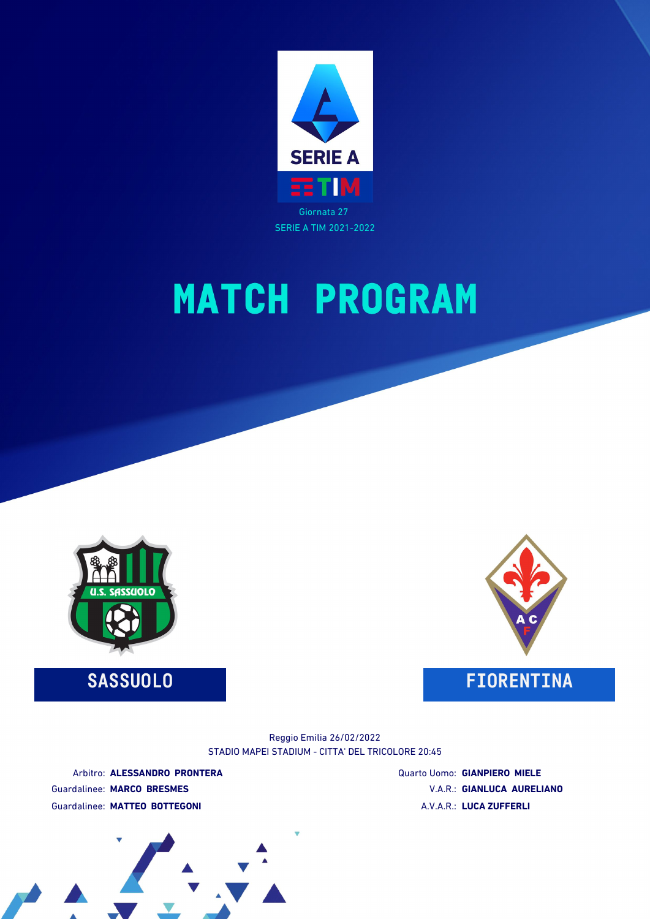SERIE A TIM

Giornata 27

SERIE A TIM 2021-2022

# MATCH PROGRAM

## SASSUOLO

## FIORENTINA

Reggio Emilia 26/02/2022

STADIO MAPEI STADIUM - CITTA' DEL TRICOLORE 20:45

Arbitro: **ALESSANDRO PRONTERA**

Guardalinee: **MARCO BRESMES**

Guardalinee: **MATTEO BOTTEGONI**

Quarto Uomo: **GIANPIERO MIELE**

V.A.R.: **GIANLUCA AURELIANO**

A.V.A.R.: **LUCA ZUFFERLI**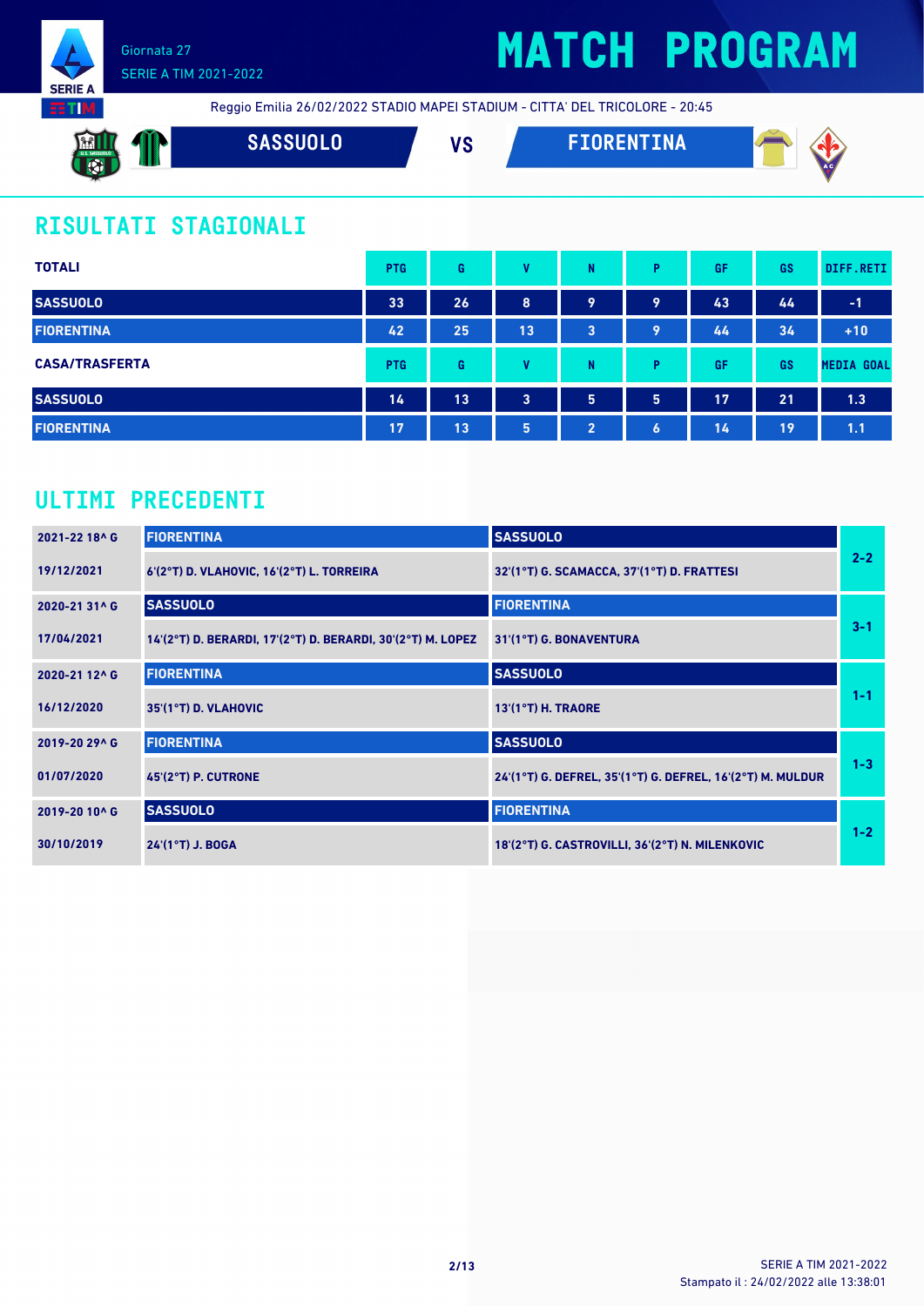Giornata 27
SERIE A TIM 2021-2022

# MATCH PROGRAM

Reggio Emilia 26/02/2022 STADIO MAPEI STADIUM - CITTA' DEL TRICOLORE - 20:45

**SASSUOLO** VS **FIORENTINA**

## RISULTATI STAGIONALI

| TOTALI | PTG | G | V | N | P | GF | GS | DIFF.RETI |
|---|---|---|---|---|---|---|---|---|
| SASSUOLO | 33 | 26 | 8 | 9 | 9 | 43 | 44 | -1 |
| FIORENTINA | 42 | 25 | 13 | 3 | 9 | 44 | 34 | +10 |

| CASA/TRASFERTA | PTG | G | V | N | P | GF | GS | MEDIA GOAL |
|---|---|---|---|---|---|---|---|---|
| SASSUOLO | 14 | 13 | 3 | 5 | 5 | 17 | 21 | 1.3 |
| FIORENTINA | 17 | 13 | 5 | 2 | 6 | 14 | 19 | 1.1 |

## ULTIMI PRECEDENTI

| Giornata / Data | Casa | Trasferta | Risultato |
|---|---|---|---|
| 2021-22 18^ G<br>19/12/2021 | FIORENTINA<br>6'(2°T) D. VLAHOVIC, 16'(2°T) L. TORREIRA | SASSUOLO<br>32'(1°T) G. SCAMACCA, 37'(1°T) D. FRATTESI | 2-2 |
| 2020-21 31^ G<br>17/04/2021 | SASSUOLO<br>14'(2°T) D. BERARDI, 17'(2°T) D. BERARDI, 30'(2°T) M. LOPEZ | FIORENTINA<br>31'(1°T) G. BONAVENTURA | 3-1 |
| 2020-21 12^ G<br>16/12/2020 | FIORENTINA<br>35'(1°T) D. VLAHOVIC | SASSUOLO<br>13'(1°T) H. TRAORE | 1-1 |
| 2019-20 29^ G<br>01/07/2020 | FIORENTINA<br>45'(2°T) P. CUTRONE | SASSUOLO<br>24'(1°T) G. DEFREL, 35'(1°T) G. DEFREL, 16'(2°T) M. MULDUR | 1-3 |
| 2019-20 10^ G<br>30/10/2019 | SASSUOLO<br>24'(1°T) J. BOGA | FIORENTINA<br>18'(2°T) G. CASTROVILLI, 36'(2°T) N. MILENKOVIC | 1-2 |

SERIE A TIM 2021-2022
Stampato il : 24/02/2022 alle 13:38:01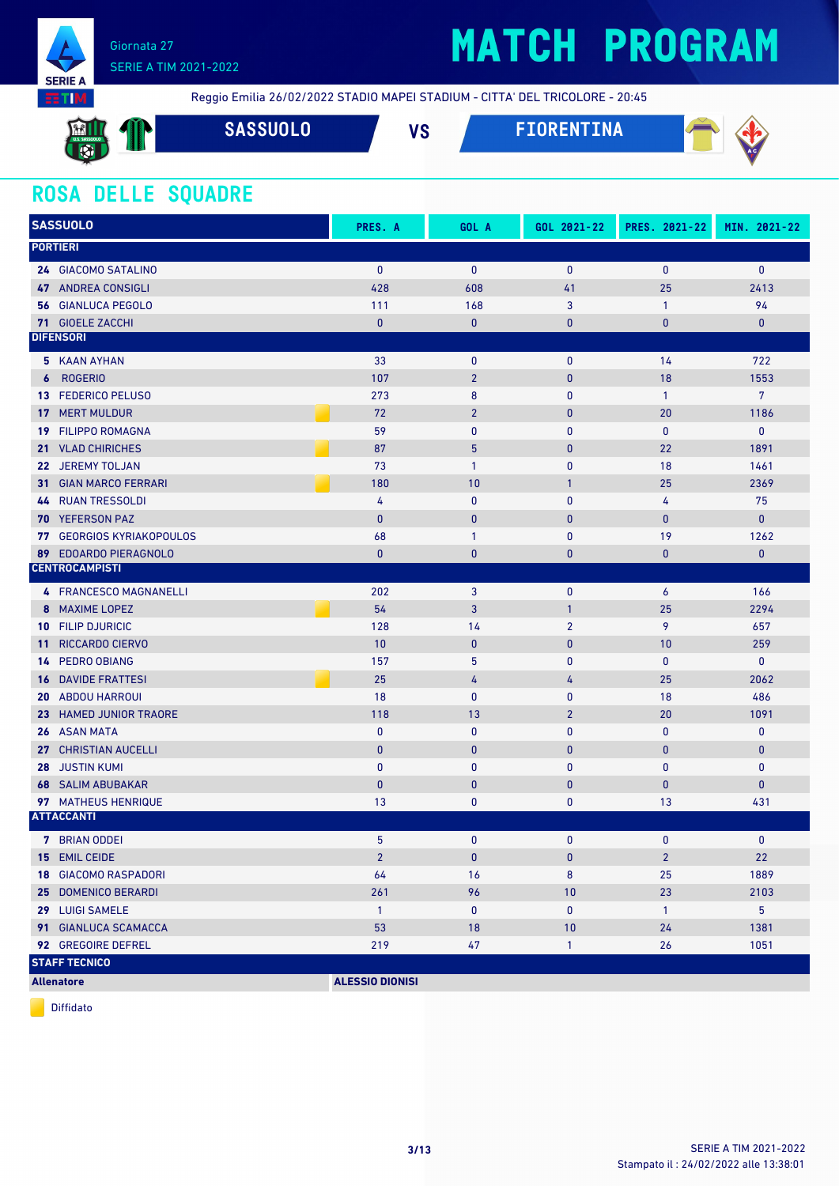Giornata 27
SERIE A TIM 2021-2022

# MATCH PROGRAM

Reggio Emilia 26/02/2022 STADIO MAPEI STADIUM - CITTA' DEL TRICOLORE - 20:45

**SASSUOLO** VS **FIORENTINA**

## ROSA DELLE SQUADRE

| SASSUOLO | PRES. A | GOL A | GOL 2021-22 | PRES. 2021-22 | MIN. 2021-22 |
|---|---|---|---|---|---|
| **PORTIERI** | | | | | |
| **24** GIACOMO SATALINO | 0 | 0 | 0 | 0 | 0 |
| **47** ANDREA CONSIGLI | 428 | 608 | 41 | 25 | 2413 |
| **56** GIANLUCA PEGOLO | 111 | 168 | 3 | 1 | 94 |
| **71** GIOELE ZACCHI | 0 | 0 | 0 | 0 | 0 |
| **DIFENSORI** | | | | | |
| **5** KAAN AYHAN | 33 | 0 | 0 | 14 | 722 |
| **6** ROGERIO | 107 | 2 | 0 | 18 | 1553 |
| **13** FEDERICO PELUSO | 273 | 8 | 0 | 1 | 7 |
| **17** MERT MULDUR (Diffidato) | 72 | 2 | 0 | 20 | 1186 |
| **19** FILIPPO ROMAGNA | 59 | 0 | 0 | 0 | 0 |
| **21** VLAD CHIRICHES (Diffidato) | 87 | 5 | 0 | 22 | 1891 |
| **22** JEREMY TOLJAN | 73 | 1 | 0 | 18 | 1461 |
| **31** GIAN MARCO FERRARI (Diffidato) | 180 | 10 | 1 | 25 | 2369 |
| **44** RUAN TRESSOLDI | 4 | 0 | 0 | 4 | 75 |
| **70** YEFERSON PAZ | 0 | 0 | 0 | 0 | 0 |
| **77** GEORGIOS KYRIAKOPOULOS | 68 | 1 | 0 | 19 | 1262 |
| **89** EDOARDO PIERAGNOLO | 0 | 0 | 0 | 0 | 0 |
| **CENTROCAMPISTI** | | | | | |
| **4** FRANCESCO MAGNANELLI | 202 | 3 | 0 | 6 | 166 |
| **8** MAXIME LOPEZ (Diffidato) | 54 | 3 | 1 | 25 | 2294 |
| **10** FILIP DJURICIC | 128 | 14 | 2 | 9 | 657 |
| **11** RICCARDO CIERVO | 10 | 0 | 0 | 10 | 259 |
| **14** PEDRO OBIANG | 157 | 5 | 0 | 0 | 0 |
| **16** DAVIDE FRATTESI (Diffidato) | 25 | 4 | 4 | 25 | 2062 |
| **20** ABDOU HARROUI | 18 | 0 | 0 | 18 | 486 |
| **23** HAMED JUNIOR TRAORE | 118 | 13 | 2 | 20 | 1091 |
| **26** ASAN MATA | 0 | 0 | 0 | 0 | 0 |
| **27** CHRISTIAN AUCELLI | 0 | 0 | 0 | 0 | 0 |
| **28** JUSTIN KUMI | 0 | 0 | 0 | 0 | 0 |
| **68** SALIM ABUBAKAR | 0 | 0 | 0 | 0 | 0 |
| **97** MATHEUS HENRIQUE | 13 | 0 | 0 | 13 | 431 |
| **ATTACCANTI** | | | | | |
| **7** BRIAN ODDEI | 5 | 0 | 0 | 0 | 0 |
| **15** EMIL CEIDE | 2 | 0 | 0 | 2 | 22 |
| **18** GIACOMO RASPADORI | 64 | 16 | 8 | 25 | 1889 |
| **25** DOMENICO BERARDI | 261 | 96 | 10 | 23 | 2103 |
| **29** LUIGI SAMELE | 1 | 0 | 0 | 1 | 5 |
| **91** GIANLUCA SCAMACCA | 53 | 18 | 10 | 24 | 1381 |
| **92** GREGOIRE DEFREL | 219 | 47 | 1 | 26 | 1051 |
| **STAFF TECNICO** | | | | | |
| **Allenatore** | **ALESSIO DIONISI** | | | | |

Diffidato

SERIE A TIM 2021-2022
Stampato il : 24/02/2022 alle 13:38:01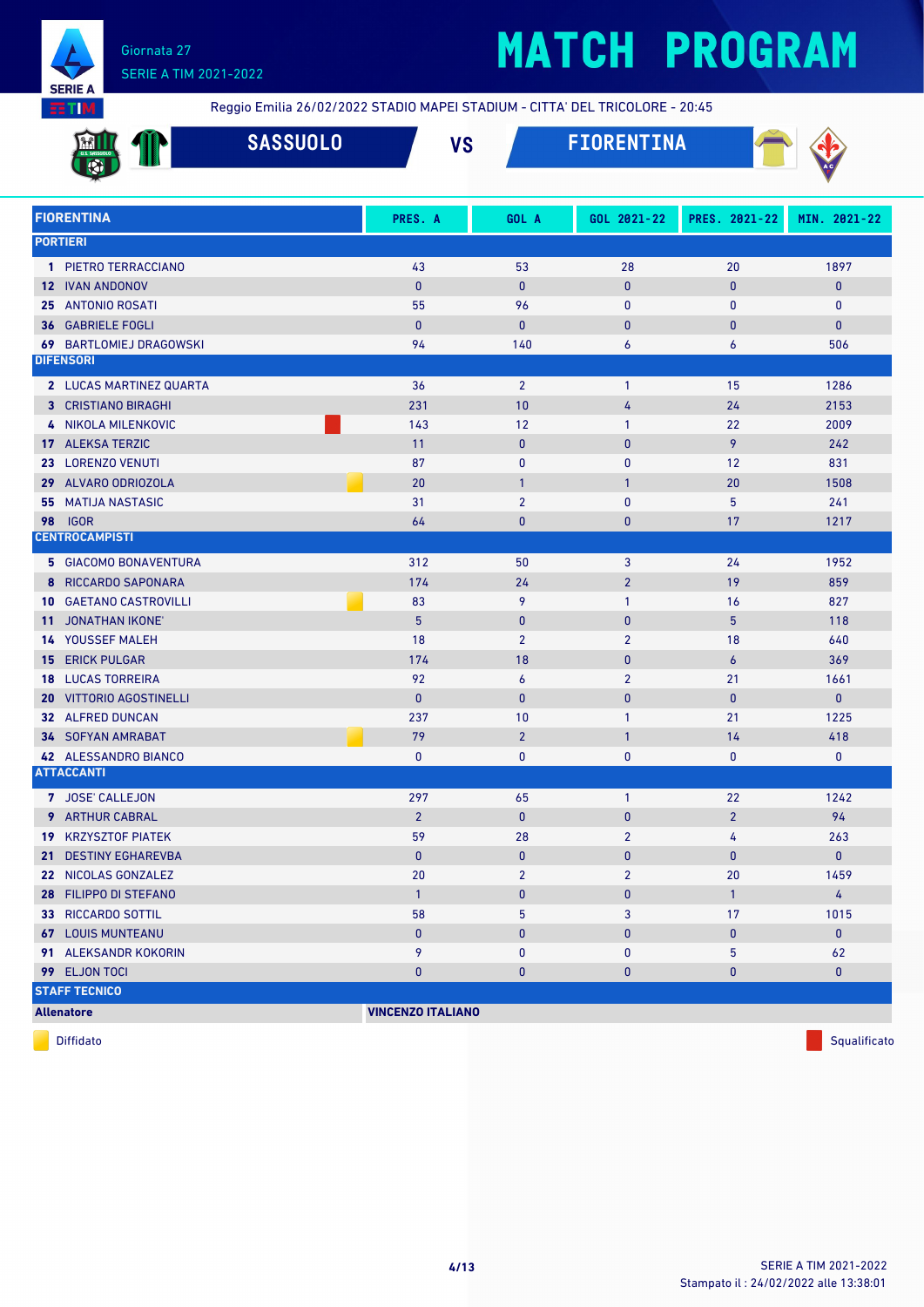# MATCH PROGRAM

Giornata 27
SERIE A TIM 2021-2022

Reggio Emilia 26/02/2022 STADIO MAPEI STADIUM - CITTA' DEL TRICOLORE - 20:45

## SASSUOLO VS FIORENTINA

| FIORENTINA | PRES. A | GOL A | GOL 2021-22 | PRES. 2021-22 | MIN. 2021-22 |
|---|---|---|---|---|---|
| **PORTIERI** | | | | | |
| 1 PIETRO TERRACCIANO | 43 | 53 | 28 | 20 | 1897 |
| 12 IVAN ANDONOV | 0 | 0 | 0 | 0 | 0 |
| 25 ANTONIO ROSATI | 55 | 96 | 0 | 0 | 0 |
| 36 GABRIELE FOGLI | 0 | 0 | 0 | 0 | 0 |
| 69 BARTLOMIEJ DRAGOWSKI | 94 | 140 | 6 | 6 | 506 |
| **DIFENSORI** | | | | | |
| 2 LUCAS MARTINEZ QUARTA | 36 | 2 | 1 | 15 | 1286 |
| 3 CRISTIANO BIRAGHI | 231 | 10 | 4 | 24 | 2153 |
| 4 NIKOLA MILENKOVIC (Squalificato) | 143 | 12 | 1 | 22 | 2009 |
| 17 ALEKSA TERZIC | 11 | 0 | 0 | 9 | 242 |
| 23 LORENZO VENUTI | 87 | 0 | 0 | 12 | 831 |
| 29 ALVARO ODRIOZOLA (Diffidato) | 20 | 1 | 1 | 20 | 1508 |
| 55 MATIJA NASTASIC | 31 | 2 | 0 | 5 | 241 |
| 98 IGOR | 64 | 0 | 0 | 17 | 1217 |
| **CENTROCAMPISTI** | | | | | |
| 5 GIACOMO BONAVENTURA | 312 | 50 | 3 | 24 | 1952 |
| 8 RICCARDO SAPONARA | 174 | 24 | 2 | 19 | 859 |
| 10 GAETANO CASTROVILLI (Diffidato) | 83 | 9 | 1 | 16 | 827 |
| 11 JONATHAN IKONE' | 5 | 0 | 0 | 5 | 118 |
| 14 YOUSSEF MALEH | 18 | 2 | 2 | 18 | 640 |
| 15 ERICK PULGAR | 174 | 18 | 0 | 6 | 369 |
| 18 LUCAS TORREIRA | 92 | 6 | 2 | 21 | 1661 |
| 20 VITTORIO AGOSTINELLI | 0 | 0 | 0 | 0 | 0 |
| 32 ALFRED DUNCAN | 237 | 10 | 1 | 21 | 1225 |
| 34 SOFYAN AMRABAT (Diffidato) | 79 | 2 | 1 | 14 | 418 |
| 42 ALESSANDRO BIANCO | 0 | 0 | 0 | 0 | 0 |
| **ATTACCANTI** | | | | | |
| 7 JOSE' CALLEJON | 297 | 65 | 1 | 22 | 1242 |
| 9 ARTHUR CABRAL | 2 | 0 | 0 | 2 | 94 |
| 19 KRZYSZTOF PIATEK | 59 | 28 | 2 | 4 | 263 |
| 21 DESTINY EGHAREVBA | 0 | 0 | 0 | 0 | 0 |
| 22 NICOLAS GONZALEZ | 20 | 2 | 2 | 20 | 1459 |
| 28 FILIPPO DI STEFANO | 1 | 0 | 0 | 1 | 4 |
| 33 RICCARDO SOTTIL | 58 | 5 | 3 | 17 | 1015 |
| 67 LOUIS MUNTEANU | 0 | 0 | 0 | 0 | 0 |
| 91 ALEKSANDR KOKORIN | 9 | 0 | 0 | 5 | 62 |
| 99 ELJON TOCI | 0 | 0 | 0 | 0 | 0 |
| **STAFF TECNICO** | | | | | |
| **Allenatore** | **VINCENZO ITALIANO** | | | | |

Diffidato — Squalificato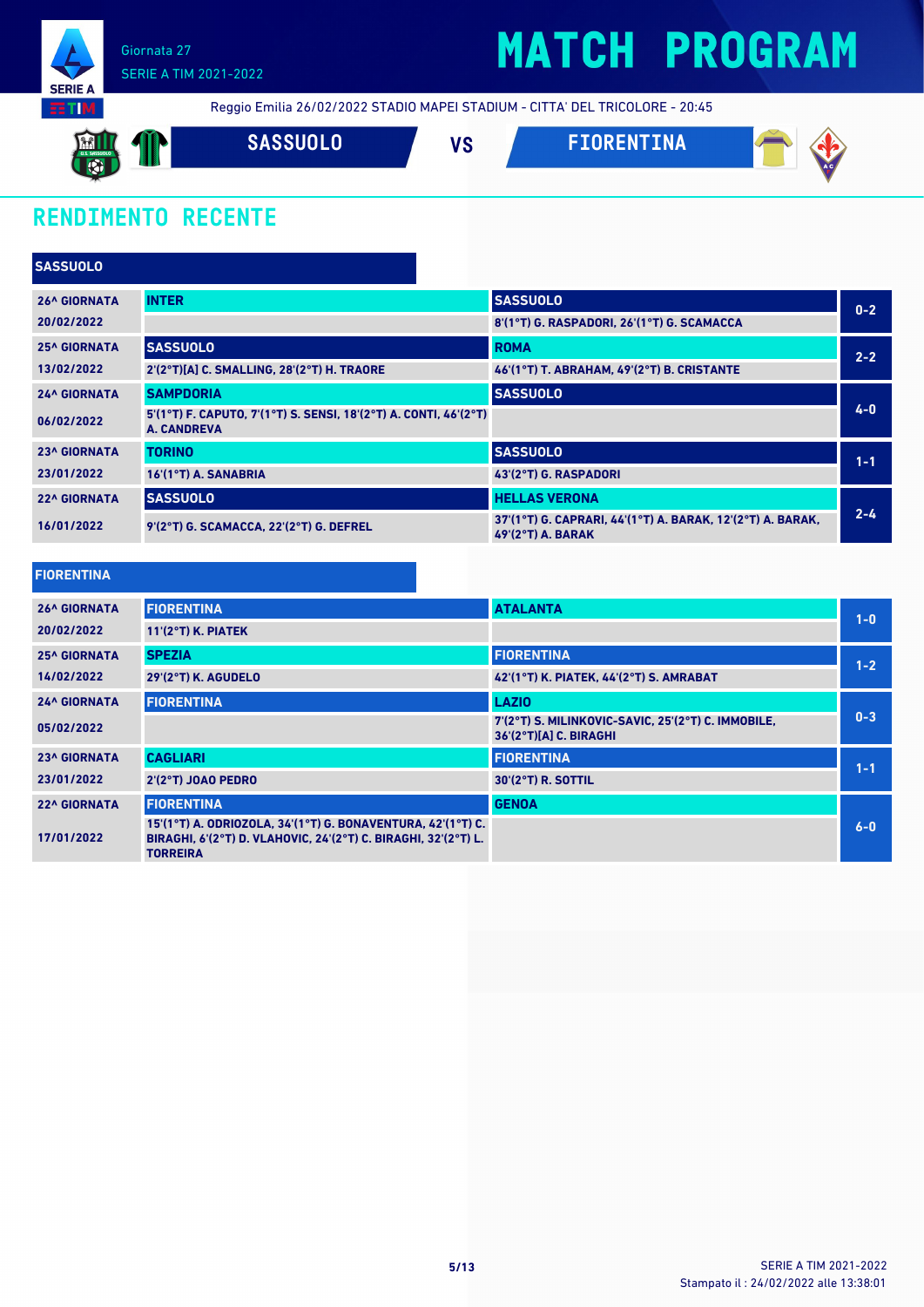# MATCH PROGRAM

Giornata 27
SERIE A TIM 2021-2022

Reggio Emilia 26/02/2022 STADIO MAPEI STADIUM - CITTA' DEL TRICOLORE - 20:45

**SASSUOLO** VS **FIORENTINA**

## RENDIMENTO RECENTE

### SASSUOLO

| Giornata | Casa | Ospite | Risultato |
|---|---|---|---|
| 26^ GIORNATA 20/02/2022 | INTER | SASSUOLO 8'(1°T) G. RASPADORI, 26'(1°T) G. SCAMACCA | 0-2 |
| 25^ GIORNATA 13/02/2022 | SASSUOLO 2'(2°T)[A] C. SMALLING, 28'(2°T) H. TRAORE | ROMA 46'(1°T) T. ABRAHAM, 49'(2°T) B. CRISTANTE | 2-2 |
| 24^ GIORNATA 06/02/2022 | SAMPDORIA 5'(1°T) F. CAPUTO, 7'(1°T) S. SENSI, 18'(2°T) A. CONTI, 46'(2°T) A. CANDREVA | SASSUOLO | 4-0 |
| 23^ GIORNATA 23/01/2022 | TORINO 16'(1°T) A. SANABRIA | SASSUOLO 43'(2°T) G. RASPADORI | 1-1 |
| 22^ GIORNATA 16/01/2022 | SASSUOLO 9'(2°T) G. SCAMACCA, 22'(2°T) G. DEFREL | HELLAS VERONA 37'(1°T) G. CAPRARI, 44'(1°T) A. BARAK, 12'(2°T) A. BARAK, 49'(2°T) A. BARAK | 2-4 |

### FIORENTINA

| Giornata | Casa | Ospite | Risultato |
|---|---|---|---|
| 26^ GIORNATA 20/02/2022 | FIORENTINA 11'(2°T) K. PIATEK | ATALANTA | 1-0 |
| 25^ GIORNATA 14/02/2022 | SPEZIA 29'(2°T) K. AGUDELO | FIORENTINA 42'(1°T) K. PIATEK, 44'(2°T) S. AMRABAT | 1-2 |
| 24^ GIORNATA 05/02/2022 | FIORENTINA | LAZIO 7'(2°T) S. MILINKOVIC-SAVIC, 25'(2°T) C. IMMOBILE, 36'(2°T)[A] C. BIRAGHI | 0-3 |
| 23^ GIORNATA 23/01/2022 | CAGLIARI 2'(2°T) JOAO PEDRO | FIORENTINA 30'(2°T) R. SOTTIL | 1-1 |
| 22^ GIORNATA 17/01/2022 | FIORENTINA 15'(1°T) A. ODRIOZOLA, 34'(1°T) G. BONAVENTURA, 42'(1°T) C. BIRAGHI, 6'(2°T) D. VLAHOVIC, 24'(2°T) C. BIRAGHI, 32'(2°T) L. TORREIRA | GENOA | 6-0 |

SERIE A TIM 2021-2022
Stampato il : 24/02/2022 alle 13:38:01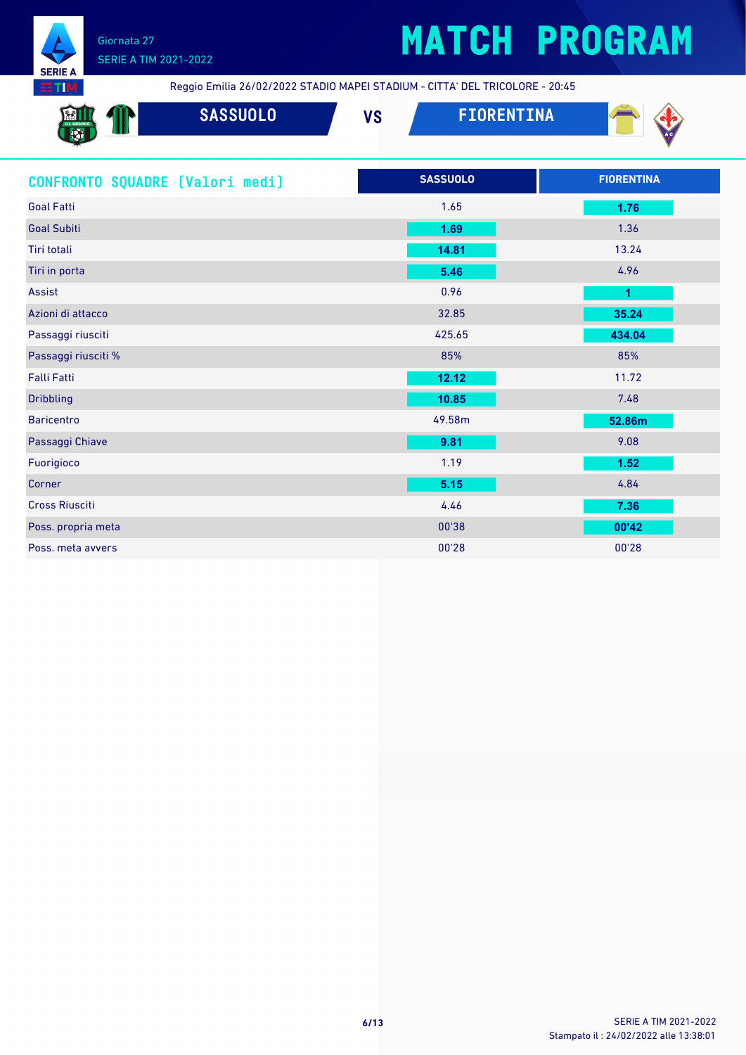# MATCH PROGRAM

Giornata 27
SERIE A TIM 2021-2022

Reggio Emilia 26/02/2022 STADIO MAPEI STADIUM - CITTA' DEL TRICOLORE - 20:45

**SASSUOLO** VS **FIORENTINA**

## CONFRONTO SQUADRE [Valori medi]

| | SASSUOLO | FIORENTINA |
|---|---|---|
| Goal Fatti | 1.65 | **1.76** |
| Goal Subiti | **1.69** | 1.36 |
| Tiri totali | **14.81** | 13.24 |
| Tiri in porta | **5.46** | 4.96 |
| Assist | 0.96 | **1** |
| Azioni di attacco | 32.85 | **35.24** |
| Passaggi riusciti | 425.65 | **434.04** |
| Passaggi riusciti % | 85% | 85% |
| Falli Fatti | **12.12** | 11.72 |
| Dribbling | **10.85** | 7.48 |
| Baricentro | 49.58m | **52.86m** |
| Passaggi Chiave | **9.81** | 9.08 |
| Fuorigioco | 1.19 | **1.52** |
| Corner | **5.15** | 4.84 |
| Cross Riusciti | 4.46 | **7.36** |
| Poss. propria meta | 00'38 | **00'42** |
| Poss. meta avvers | 00'28 | 00'28 |

SERIE A TIM 2021-2022
Stampato il : 24/02/2022 alle 13:38:01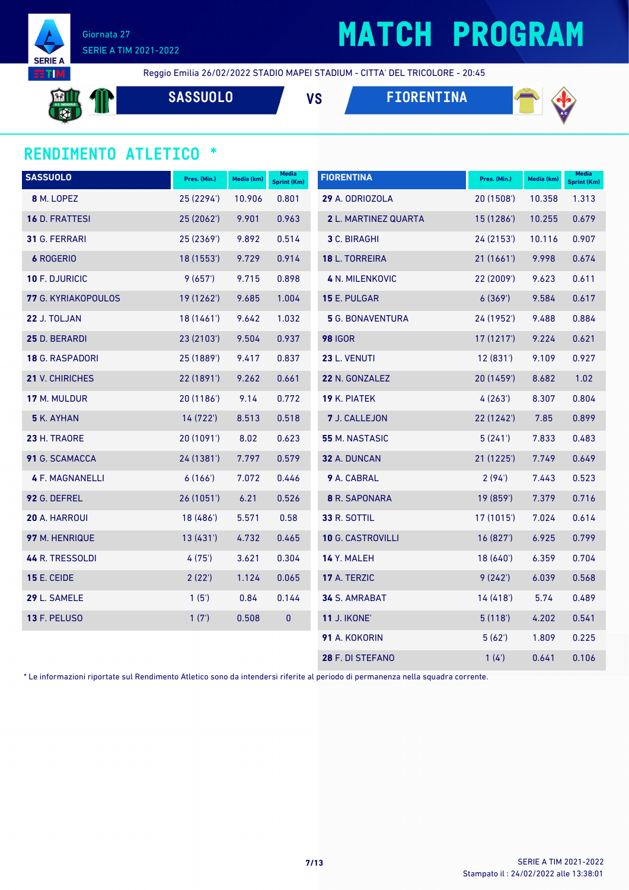Giornata 27
SERIE A TIM 2021-2022

# MATCH PROGRAM

Reggio Emilia 26/02/2022 STADIO MAPEI STADIUM - CITTA' DEL TRICOLORE - 20:45

**SASSUOLO** VS **FIORENTINA**

## RENDIMENTO ATLETICO *

| SASSUOLO | Pres. (Min.) | Media (km) | Media Sprint (Km) |
|---|---|---|---|
| **8** M. LOPEZ | 25 (2294') | 10.906 | 0.801 |
| **16** D. FRATTESI | 25 (2062') | 9.901 | 0.963 |
| **31** G. FERRARI | 25 (2369') | 9.892 | 0.514 |
| **6** ROGERIO | 18 (1553') | 9.729 | 0.914 |
| **10** F. DJURICIC | 9 (657') | 9.715 | 0.898 |
| **77** G. KYRIAKOPOULOS | 19 (1262') | 9.685 | 1.004 |
| **22** J. TOLJAN | 18 (1461') | 9.642 | 1.032 |
| **25** D. BERARDI | 23 (2103') | 9.504 | 0.937 |
| **18** G. RASPADORI | 25 (1889') | 9.417 | 0.837 |
| **21** V. CHIRICHES | 22 (1891') | 9.262 | 0.661 |
| **17** M. MULDUR | 20 (1186') | 9.14 | 0.772 |
| **5** K. AYHAN | 14 (722') | 8.513 | 0.518 |
| **23** H. TRAORE | 20 (1091') | 8.02 | 0.623 |
| **91** G. SCAMACCA | 24 (1381') | 7.797 | 0.579 |
| **4** F. MAGNANELLI | 6 (166') | 7.072 | 0.446 |
| **92** G. DEFREL | 26 (1051') | 6.21 | 0.526 |
| **20** A. HARROUI | 18 (486') | 5.571 | 0.58 |
| **97** M. HENRIQUE | 13 (431') | 4.732 | 0.465 |
| **44** R. TRESSOLDI | 4 (75') | 3.621 | 0.304 |
| **15** E. CEIDE | 2 (22') | 1.124 | 0.065 |
| **29** L. SAMELE | 1 (5') | 0.84 | 0.144 |
| **13** F. PELUSO | 1 (7') | 0.508 | 0 |

| FIORENTINA | Pres. (Min.) | Media (km) | Media Sprint (Km) |
|---|---|---|---|
| **29** A. ODRIOZOLA | 20 (1508') | 10.358 | 1.313 |
| **2** L. MARTINEZ QUARTA | 15 (1286') | 10.255 | 0.679 |
| **3** C. BIRAGHI | 24 (2153') | 10.116 | 0.907 |
| **18** L. TORREIRA | 21 (1661') | 9.998 | 0.674 |
| **4** N. MILENKOVIC | 22 (2009') | 9.623 | 0.611 |
| **15** E. PULGAR | 6 (369') | 9.584 | 0.617 |
| **5** G. BONAVENTURA | 24 (1952') | 9.488 | 0.884 |
| **98** IGOR | 17 (1217') | 9.224 | 0.621 |
| **23** L. VENUTI | 12 (831') | 9.109 | 0.927 |
| **22** N. GONZALEZ | 20 (1459') | 8.682 | 1.02 |
| **19** K. PIATEK | 4 (263') | 8.307 | 0.804 |
| **7** J. CALLEJON | 22 (1242') | 7.85 | 0.899 |
| **55** M. NASTASIC | 5 (241') | 7.833 | 0.483 |
| **32** A. DUNCAN | 21 (1225') | 7.749 | 0.649 |
| **9** A. CABRAL | 2 (94') | 7.443 | 0.523 |
| **8** R. SAPONARA | 19 (859') | 7.379 | 0.716 |
| **33** R. SOTTIL | 17 (1015') | 7.024 | 0.614 |
| **10** G. CASTROVILLI | 16 (827') | 6.925 | 0.799 |
| **14** Y. MALEH | 18 (640') | 6.359 | 0.704 |
| **17** A. TERZIC | 9 (242') | 6.039 | 0.568 |
| **34** S. AMRABAT | 14 (418') | 5.74 | 0.489 |
| **11** J. IKONE' | 5 (118') | 4.202 | 0.541 |
| **91** A. KOKORIN | 5 (62') | 1.809 | 0.225 |
| **28** F. DI STEFANO | 1 (4') | 0.641 | 0.106 |

* Le informazioni riportate sul Rendimento Atletico sono da intendersi riferite al periodo di permanenza nella squadra corrente.

Stampato il : 24/02/2022 alle 13:38:01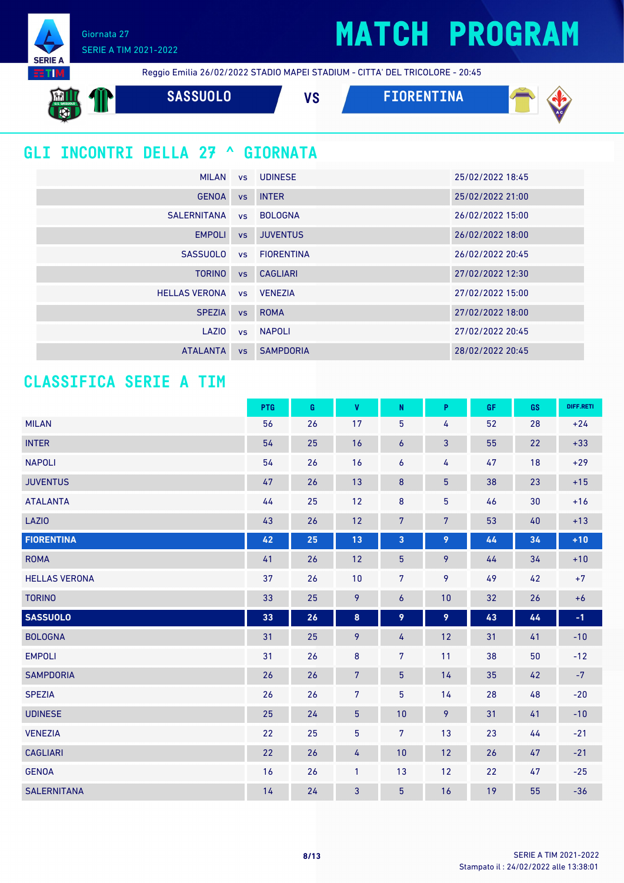Giornata 27
SERIE A TIM 2021-2022

# MATCH PROGRAM

Reggio Emilia 26/02/2022 STADIO MAPEI STADIUM - CITTA' DEL TRICOLORE - 20:45

**SASSUOLO** VS **FIORENTINA**

## GLI INCONTRI DELLA 27 ^ GIORNATA

| | | | |
|---|---|---|---|
| MILAN | vs | UDINESE | 25/02/2022 18:45 |
| GENOA | vs | INTER | 25/02/2022 21:00 |
| SALERNITANA | vs | BOLOGNA | 26/02/2022 15:00 |
| EMPOLI | vs | JUVENTUS | 26/02/2022 18:00 |
| SASSUOLO | vs | FIORENTINA | 26/02/2022 20:45 |
| TORINO | vs | CAGLIARI | 27/02/2022 12:30 |
| HELLAS VERONA | vs | VENEZIA | 27/02/2022 15:00 |
| SPEZIA | vs | ROMA | 27/02/2022 18:00 |
| LAZIO | vs | NAPOLI | 27/02/2022 20:45 |
| ATALANTA | vs | SAMPDORIA | 28/02/2022 20:45 |

## CLASSIFICA SERIE A TIM

| | PTG | G | V | N | P | GF | GS | DIFF.RETI |
|---|---|---|---|---|---|---|---|---|
| MILAN | 56 | 26 | 17 | 5 | 4 | 52 | 28 | +24 |
| INTER | 54 | 25 | 16 | 6 | 3 | 55 | 22 | +33 |
| NAPOLI | 54 | 26 | 16 | 6 | 4 | 47 | 18 | +29 |
| JUVENTUS | 47 | 26 | 13 | 8 | 5 | 38 | 23 | +15 |
| ATALANTA | 44 | 25 | 12 | 8 | 5 | 46 | 30 | +16 |
| LAZIO | 43 | 26 | 12 | 7 | 7 | 53 | 40 | +13 |
| **FIORENTINA** | **42** | **25** | **13** | **3** | **9** | **44** | **34** | **+10** |
| ROMA | 41 | 26 | 12 | 5 | 9 | 44 | 34 | +10 |
| HELLAS VERONA | 37 | 26 | 10 | 7 | 9 | 49 | 42 | +7 |
| TORINO | 33 | 25 | 9 | 6 | 10 | 32 | 26 | +6 |
| **SASSUOLO** | **33** | **26** | **8** | **9** | **9** | **43** | **44** | **-1** |
| BOLOGNA | 31 | 25 | 9 | 4 | 12 | 31 | 41 | -10 |
| EMPOLI | 31 | 26 | 8 | 7 | 11 | 38 | 50 | -12 |
| SAMPDORIA | 26 | 26 | 7 | 5 | 14 | 35 | 42 | -7 |
| SPEZIA | 26 | 26 | 7 | 5 | 14 | 28 | 48 | -20 |
| UDINESE | 25 | 24 | 5 | 10 | 9 | 31 | 41 | -10 |
| VENEZIA | 22 | 25 | 5 | 7 | 13 | 23 | 44 | -21 |
| CAGLIARI | 22 | 26 | 4 | 10 | 12 | 26 | 47 | -21 |
| GENOA | 16 | 26 | 1 | 13 | 12 | 22 | 47 | -25 |
| SALERNITANA | 14 | 24 | 3 | 5 | 16 | 19 | 55 | -36 |

Stampato il : 24/02/2022 alle 13:38:01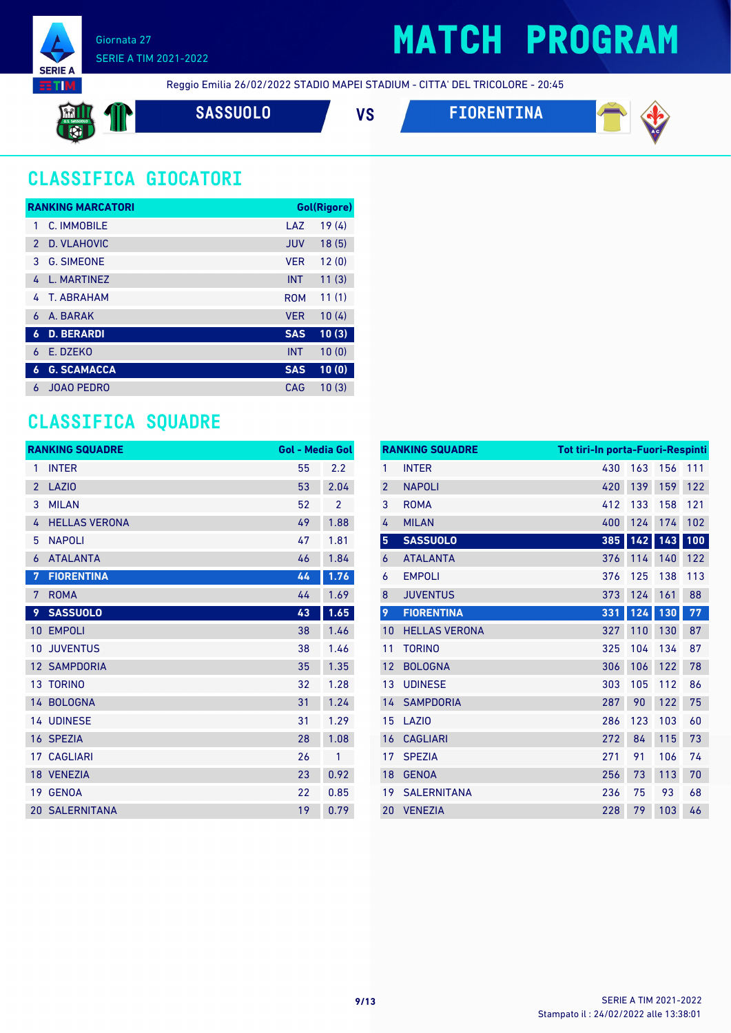Giornata 27

SERIE A TIM 2021-2022

# MATCH PROGRAM

Reggio Emilia 26/02/2022 STADIO MAPEI STADIUM - CITTA' DEL TRICOLORE - 20:45

**SASSUOLO** VS **FIORENTINA**

## CLASSIFICA GIOCATORI

| RANKING MARCATORI | | | Gol(Rigore) |
|---|---|---|---|
| 1 | C. IMMOBILE | LAZ | 19 (4) |
| 2 | D. VLAHOVIC | JUV | 18 (5) |
| 3 | G. SIMEONE | VER | 12 (0) |
| 4 | L. MARTINEZ | INT | 11 (3) |
| 4 | T. ABRAHAM | ROM | 11 (1) |
| 6 | A. BARAK | VER | 10 (4) |
| **6** | **D. BERARDI** | **SAS** | **10 (3)** |
| 6 | E. DZEKO | INT | 10 (0) |
| **6** | **G. SCAMACCA** | **SAS** | **10 (0)** |
| 6 | JOAO PEDRO | CAG | 10 (3) |

## CLASSIFICA SQUADRE

| RANKING SQUADRE | | Gol | Media Gol |
|---|---|---|---|
| 1 | INTER | 55 | 2.2 |
| 2 | LAZIO | 53 | 2.04 |
| 3 | MILAN | 52 | 2 |
| 4 | HELLAS VERONA | 49 | 1.88 |
| 5 | NAPOLI | 47 | 1.81 |
| 6 | ATALANTA | 46 | 1.84 |
| **7** | **FIORENTINA** | **44** | **1.76** |
| 7 | ROMA | 44 | 1.69 |
| **9** | **SASSUOLO** | **43** | **1.65** |
| 10 | EMPOLI | 38 | 1.46 |
| 10 | JUVENTUS | 38 | 1.46 |
| 12 | SAMPDORIA | 35 | 1.35 |
| 13 | TORINO | 32 | 1.28 |
| 14 | BOLOGNA | 31 | 1.24 |
| 14 | UDINESE | 31 | 1.29 |
| 16 | SPEZIA | 28 | 1.08 |
| 17 | CAGLIARI | 26 | 1 |
| 18 | VENEZIA | 23 | 0.92 |
| 19 | GENOA | 22 | 0.85 |
| 20 | SALERNITANA | 19 | 0.79 |

| RANKING SQUADRE | | Tot tiri | In porta | Fuori | Respinti |
|---|---|---|---|---|---|
| 1 | INTER | 430 | 163 | 156 | 111 |
| 2 | NAPOLI | 420 | 139 | 159 | 122 |
| 3 | ROMA | 412 | 133 | 158 | 121 |
| 4 | MILAN | 400 | 124 | 174 | 102 |
| **5** | **SASSUOLO** | **385** | **142** | **143** | **100** |
| 6 | ATALANTA | 376 | 114 | 140 | 122 |
| 6 | EMPOLI | 376 | 125 | 138 | 113 |
| 8 | JUVENTUS | 373 | 124 | 161 | 88 |
| **9** | **FIORENTINA** | **331** | **124** | **130** | **77** |
| 10 | HELLAS VERONA | 327 | 110 | 130 | 87 |
| 11 | TORINO | 325 | 104 | 134 | 87 |
| 12 | BOLOGNA | 306 | 106 | 122 | 78 |
| 13 | UDINESE | 303 | 105 | 112 | 86 |
| 14 | SAMPDORIA | 287 | 90 | 122 | 75 |
| 15 | LAZIO | 286 | 123 | 103 | 60 |
| 16 | CAGLIARI | 272 | 84 | 115 | 73 |
| 17 | SPEZIA | 271 | 91 | 106 | 74 |
| 18 | GENOA | 256 | 73 | 113 | 70 |
| 19 | SALERNITANA | 236 | 75 | 93 | 68 |
| 20 | VENEZIA | 228 | 79 | 103 | 46 |

Stampato il : 24/02/2022 alle 13:38:01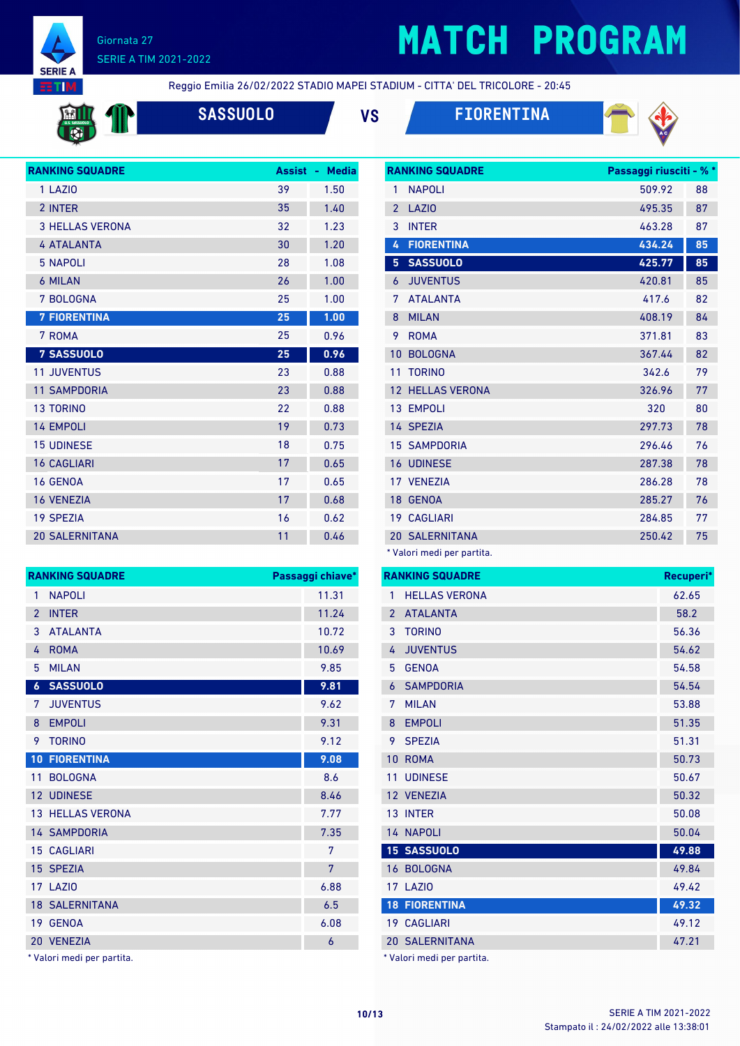# MATCH PROGRAM

Giornata 27
SERIE A TIM 2021-2022

Reggio Emilia 26/02/2022 STADIO MAPEI STADIUM - CITTA' DEL TRICOLORE - 20:45

**SASSUOLO** VS **FIORENTINA**

| RANKING SQUADRE | Assist | Media |
|---|---|---|
| 1 LAZIO | 39 | 1.50 |
| 2 INTER | 35 | 1.40 |
| 3 HELLAS VERONA | 32 | 1.23 |
| 4 ATALANTA | 30 | 1.20 |
| 5 NAPOLI | 28 | 1.08 |
| 6 MILAN | 26 | 1.00 |
| 7 BOLOGNA | 25 | 1.00 |
| **7 FIORENTINA** | **25** | **1.00** |
| 7 ROMA | 25 | 0.96 |
| **7 SASSUOLO** | **25** | **0.96** |
| 11 JUVENTUS | 23 | 0.88 |
| 11 SAMPDORIA | 23 | 0.88 |
| 13 TORINO | 22 | 0.88 |
| 14 EMPOLI | 19 | 0.73 |
| 15 UDINESE | 18 | 0.75 |
| 16 CAGLIARI | 17 | 0.65 |
| 16 GENOA | 17 | 0.65 |
| 16 VENEZIA | 17 | 0.68 |
| 19 SPEZIA | 16 | 0.62 |
| 20 SALERNITANA | 11 | 0.46 |

| RANKING SQUADRE | Passaggi riusciti* | %* |
|---|---|---|
| 1 NAPOLI | 509.92 | 88 |
| 2 LAZIO | 495.35 | 87 |
| 3 INTER | 463.28 | 87 |
| **4 FIORENTINA** | **434.24** | **85** |
| **5 SASSUOLO** | **425.77** | **85** |
| 6 JUVENTUS | 420.81 | 85 |
| 7 ATALANTA | 417.6 | 82 |
| 8 MILAN | 408.19 | 84 |
| 9 ROMA | 371.81 | 83 |
| 10 BOLOGNA | 367.44 | 82 |
| 11 TORINO | 342.6 | 79 |
| 12 HELLAS VERONA | 326.96 | 77 |
| 13 EMPOLI | 320 | 80 |
| 14 SPEZIA | 297.73 | 78 |
| 15 SAMPDORIA | 296.46 | 76 |
| 16 UDINESE | 287.38 | 78 |
| 17 VENEZIA | 286.28 | 78 |
| 18 GENOA | 285.27 | 76 |
| 19 CAGLIARI | 284.85 | 77 |
| 20 SALERNITANA | 250.42 | 75 |

* Valori medi per partita.

| RANKING SQUADRE | Passaggi chiave* |
|---|---|
| 1 NAPOLI | 11.31 |
| 2 INTER | 11.24 |
| 3 ATALANTA | 10.72 |
| 4 ROMA | 10.69 |
| 5 MILAN | 9.85 |
| **6 SASSUOLO** | **9.81** |
| 7 JUVENTUS | 9.62 |
| 8 EMPOLI | 9.31 |
| 9 TORINO | 9.12 |
| **10 FIORENTINA** | **9.08** |
| 11 BOLOGNA | 8.6 |
| 12 UDINESE | 8.46 |
| 13 HELLAS VERONA | 7.77 |
| 14 SAMPDORIA | 7.35 |
| 15 CAGLIARI | 7 |
| 15 SPEZIA | 7 |
| 17 LAZIO | 6.88 |
| 18 SALERNITANA | 6.5 |
| 19 GENOA | 6.08 |
| 20 VENEZIA | 6 |

* Valori medi per partita.

| RANKING SQUADRE | Recuperi* |
|---|---|
| 1 HELLAS VERONA | 62.65 |
| 2 ATALANTA | 58.2 |
| 3 TORINO | 56.36 |
| 4 JUVENTUS | 54.62 |
| 5 GENOA | 54.58 |
| 6 SAMPDORIA | 54.54 |
| 7 MILAN | 53.88 |
| 8 EMPOLI | 51.35 |
| 9 SPEZIA | 51.31 |
| 10 ROMA | 50.73 |
| 11 UDINESE | 50.67 |
| 12 VENEZIA | 50.32 |
| 13 INTER | 50.08 |
| 14 NAPOLI | 50.04 |
| **15 SASSUOLO** | **49.88** |
| 16 BOLOGNA | 49.84 |
| 17 LAZIO | 49.42 |
| **18 FIORENTINA** | **49.32** |
| 19 CAGLIARI | 49.12 |
| 20 SALERNITANA | 47.21 |

* Valori medi per partita.

SERIE A TIM 2021-2022
Stampato il : 24/02/2022 alle 13:38:01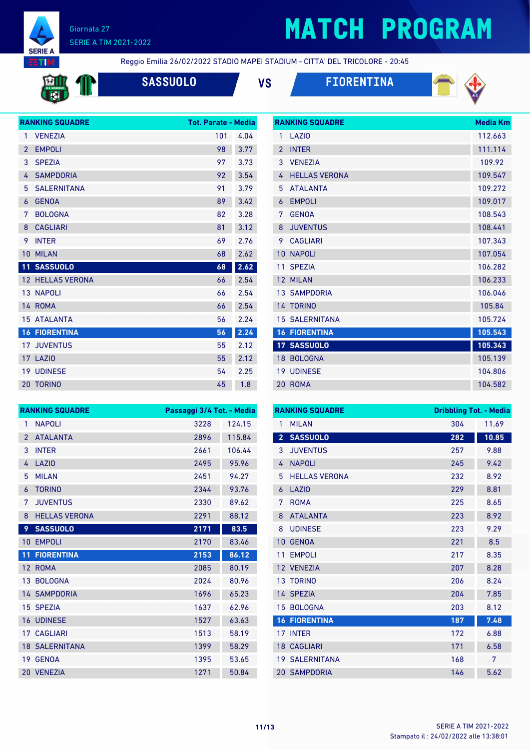# MATCH PROGRAM

Giornata 27
SERIE A TIM 2021-2022

Reggio Emilia 26/02/2022 STADIO MAPEI STADIUM - CITTA' DEL TRICOLORE - 20:45

## SASSUOLO VS FIORENTINA

| RANKING SQUADRE | | Tot. Parate | Media |
|---|---|---|---|
| 1 | VENEZIA | 101 | 4.04 |
| 2 | EMPOLI | 98 | 3.77 |
| 3 | SPEZIA | 97 | 3.73 |
| 4 | SAMPDORIA | 92 | 3.54 |
| 5 | SALERNITANA | 91 | 3.79 |
| 6 | GENOA | 89 | 3.42 |
| 7 | BOLOGNA | 82 | 3.28 |
| 8 | CAGLIARI | 81 | 3.12 |
| 9 | INTER | 69 | 2.76 |
| 10 | MILAN | 68 | 2.62 |
| 11 | **SASSUOLO** | **68** | **2.62** |
| 12 | HELLAS VERONA | 66 | 2.54 |
| 13 | NAPOLI | 66 | 2.54 |
| 14 | ROMA | 66 | 2.54 |
| 15 | ATALANTA | 56 | 2.24 |
| 16 | **FIORENTINA** | **56** | **2.24** |
| 17 | JUVENTUS | 55 | 2.12 |
| 17 | LAZIO | 55 | 2.12 |
| 19 | UDINESE | 54 | 2.25 |
| 20 | TORINO | 45 | 1.8 |

| RANKING SQUADRE | | Media Km |
|---|---|---|
| 1 | LAZIO | 112.663 |
| 2 | INTER | 111.114 |
| 3 | VENEZIA | 109.92 |
| 4 | HELLAS VERONA | 109.547 |
| 5 | ATALANTA | 109.272 |
| 6 | EMPOLI | 109.017 |
| 7 | GENOA | 108.543 |
| 8 | JUVENTUS | 108.441 |
| 9 | CAGLIARI | 107.343 |
| 10 | NAPOLI | 107.054 |
| 11 | SPEZIA | 106.282 |
| 12 | MILAN | 106.233 |
| 13 | SAMPDORIA | 106.046 |
| 14 | TORINO | 105.84 |
| 15 | SALERNITANA | 105.724 |
| 16 | **FIORENTINA** | **105.543** |
| 17 | **SASSUOLO** | **105.343** |
| 18 | BOLOGNA | 105.139 |
| 19 | UDINESE | 104.806 |
| 20 | ROMA | 104.582 |

| RANKING SQUADRE | | Passaggi 3/4 Tot. | Media |
|---|---|---|---|
| 1 | NAPOLI | 3228 | 124.15 |
| 2 | ATALANTA | 2896 | 115.84 |
| 3 | INTER | 2661 | 106.44 |
| 4 | LAZIO | 2495 | 95.96 |
| 5 | MILAN | 2451 | 94.27 |
| 6 | TORINO | 2344 | 93.76 |
| 7 | JUVENTUS | 2330 | 89.62 |
| 8 | HELLAS VERONA | 2291 | 88.12 |
| 9 | **SASSUOLO** | **2171** | **83.5** |
| 10 | EMPOLI | 2170 | 83.46 |
| 11 | **FIORENTINA** | **2153** | **86.12** |
| 12 | ROMA | 2085 | 80.19 |
| 13 | BOLOGNA | 2024 | 80.96 |
| 14 | SAMPDORIA | 1696 | 65.23 |
| 15 | SPEZIA | 1637 | 62.96 |
| 16 | UDINESE | 1527 | 63.63 |
| 17 | CAGLIARI | 1513 | 58.19 |
| 18 | SALERNITANA | 1399 | 58.29 |
| 19 | GENOA | 1395 | 53.65 |
| 20 | VENEZIA | 1271 | 50.84 |

| RANKING SQUADRE | | Dribbling Tot. | Media |
|---|---|---|---|
| 1 | MILAN | 304 | 11.69 |
| 2 | **SASSUOLO** | **282** | **10.85** |
| 3 | JUVENTUS | 257 | 9.88 |
| 4 | NAPOLI | 245 | 9.42 |
| 5 | HELLAS VERONA | 232 | 8.92 |
| 6 | LAZIO | 229 | 8.81 |
| 7 | ROMA | 225 | 8.65 |
| 8 | ATALANTA | 223 | 8.92 |
| 8 | UDINESE | 223 | 9.29 |
| 10 | GENOA | 221 | 8.5 |
| 11 | EMPOLI | 217 | 8.35 |
| 12 | VENEZIA | 207 | 8.28 |
| 13 | TORINO | 206 | 8.24 |
| 14 | SPEZIA | 204 | 7.85 |
| 15 | BOLOGNA | 203 | 8.12 |
| 16 | **FIORENTINA** | **187** | **7.48** |
| 17 | INTER | 172 | 6.88 |
| 18 | CAGLIARI | 171 | 6.58 |
| 19 | SALERNITANA | 168 | 7 |
| 20 | SAMPDORIA | 146 | 5.62 |

SERIE A TIM 2021-2022
Stampato il : 24/02/2022 alle 13:38:01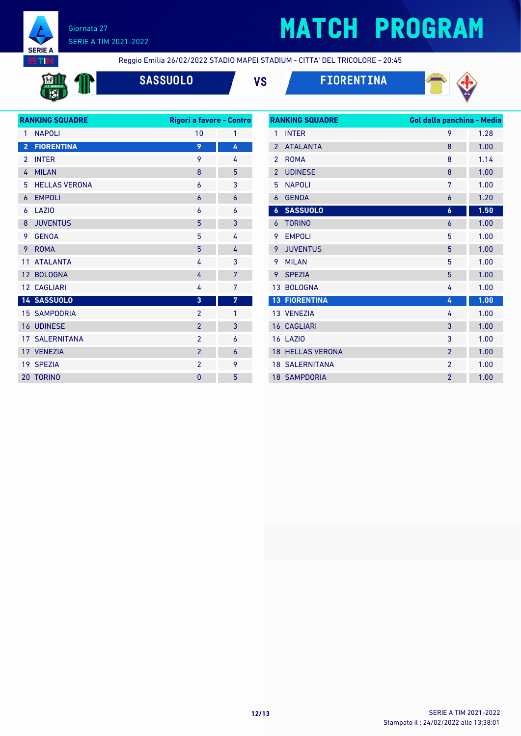Giornata 27
SERIE A TIM 2021-2022

# MATCH PROGRAM

Reggio Emilia 26/02/2022 STADIO MAPEI STADIUM - CITTA' DEL TRICOLORE - 20:45

## SASSUOLO VS FIORENTINA

| RANKING SQUADRE | Rigori a favore | Contro |
|---|---|---|
| 1 NAPOLI | 10 | 1 |
| **2 FIORENTINA** | **9** | **4** |
| 2 INTER | 9 | 4 |
| 4 MILAN | 8 | 5 |
| 5 HELLAS VERONA | 6 | 3 |
| 6 EMPOLI | 6 | 6 |
| 6 LAZIO | 6 | 6 |
| 8 JUVENTUS | 5 | 3 |
| 9 GENOA | 5 | 4 |
| 9 ROMA | 5 | 4 |
| 11 ATALANTA | 4 | 3 |
| 12 BOLOGNA | 4 | 7 |
| 12 CAGLIARI | 4 | 7 |
| **14 SASSUOLO** | **3** | **7** |
| 15 SAMPDORIA | 2 | 1 |
| 16 UDINESE | 2 | 3 |
| 17 SALERNITANA | 2 | 6 |
| 17 VENEZIA | 2 | 6 |
| 19 SPEZIA | 2 | 9 |
| 20 TORINO | 0 | 5 |

| RANKING SQUADRE | Gol dalla panchina | Media |
|---|---|---|
| 1 INTER | 9 | 1.28 |
| 2 ATALANTA | 8 | 1.00 |
| 2 ROMA | 8 | 1.14 |
| 2 UDINESE | 8 | 1.00 |
| 5 NAPOLI | 7 | 1.00 |
| 6 GENOA | 6 | 1.20 |
| **6 SASSUOLO** | **6** | **1.50** |
| 6 TORINO | 6 | 1.00 |
| 9 EMPOLI | 5 | 1.00 |
| 9 JUVENTUS | 5 | 1.00 |
| 9 MILAN | 5 | 1.00 |
| 9 SPEZIA | 5 | 1.00 |
| 13 BOLOGNA | 4 | 1.00 |
| **13 FIORENTINA** | **4** | **1.00** |
| 13 VENEZIA | 4 | 1.00 |
| 16 CAGLIARI | 3 | 1.00 |
| 16 LAZIO | 3 | 1.00 |
| 18 HELLAS VERONA | 2 | 1.00 |
| 18 SALERNITANA | 2 | 1.00 |
| 18 SAMPDORIA | 2 | 1.00 |

SERIE A TIM 2021-2022
Stampato il : 24/02/2022 alle 13:38:01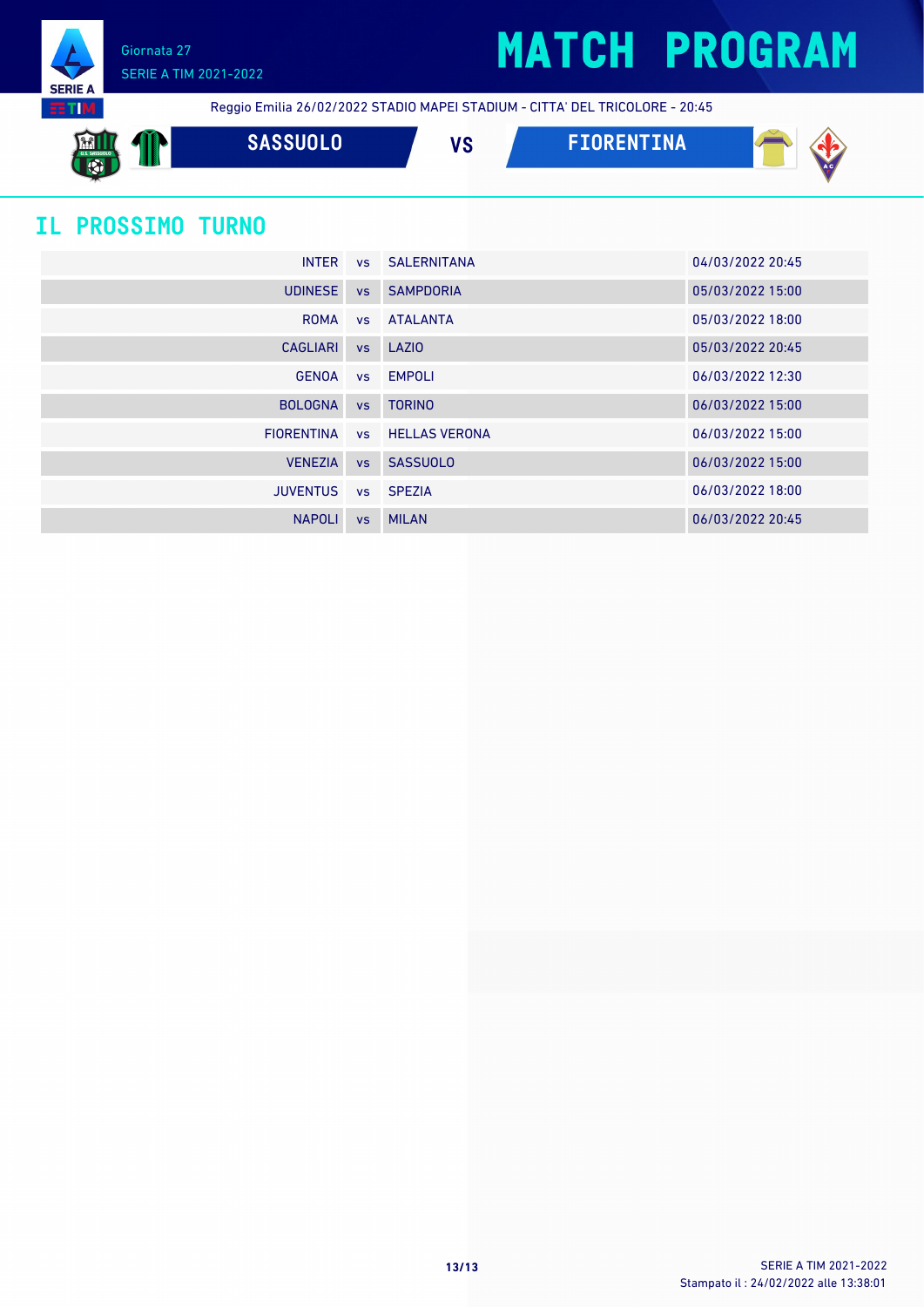Giornata 27

SERIE A TIM 2021-2022

# MATCH PROGRAM

Reggio Emilia 26/02/2022 STADIO MAPEI STADIUM - CITTA' DEL TRICOLORE - 20:45

SASSUOLO VS FIORENTINA

## IL PROSSIMO TURNO

| | | | |
|---|---|---|---|
| INTER | vs | SALERNITANA | 04/03/2022 20:45 |
| UDINESE | vs | SAMPDORIA | 05/03/2022 15:00 |
| ROMA | vs | ATALANTA | 05/03/2022 18:00 |
| CAGLIARI | vs | LAZIO | 05/03/2022 20:45 |
| GENOA | vs | EMPOLI | 06/03/2022 12:30 |
| BOLOGNA | vs | TORINO | 06/03/2022 15:00 |
| FIORENTINA | vs | HELLAS VERONA | 06/03/2022 15:00 |
| VENEZIA | vs | SASSUOLO | 06/03/2022 15:00 |
| JUVENTUS | vs | SPEZIA | 06/03/2022 18:00 |
| NAPOLI | vs | MILAN | 06/03/2022 20:45 |

SERIE A TIM 2021-2022

Stampato il : 24/02/2022 alle 13:38:01